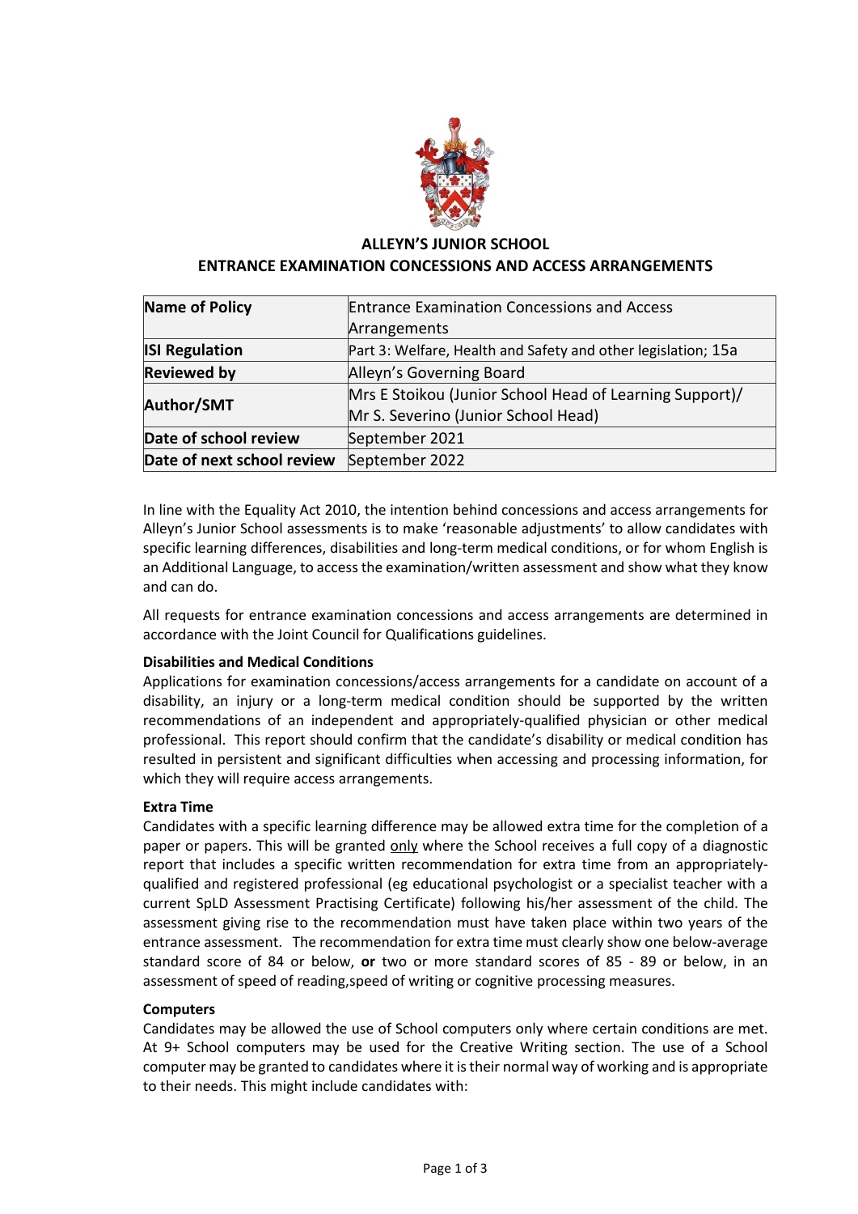# ALLEYN'S JUNIOR SCHOOL

## ENTRANCE EXAMINATION CONCESSIONS AND ACCESS ARRANGEMENTS

| **Name of Policy** | Entrance Examination Concessions and Access Arrangements |
|---|---|
| **ISI Regulation** | Part 3: Welfare, Health and Safety and other legislation; 15a |
| **Reviewed by** | Alleyn's Governing Board |
| **Author/SMT** | Mrs E Stoikou (Junior School Head of Learning Support)/ Mr S. Severino (Junior School Head) |
| **Date of school review** | September 2021 |
| **Date of next school review** | September 2022 |

In line with the Equality Act 2010, the intention behind concessions and access arrangements for Alleyn's Junior School assessments is to make 'reasonable adjustments' to allow candidates with specific learning differences, disabilities and long-term medical conditions, or for whom English is an Additional Language, to access the examination/written assessment and show what they know and can do.

All requests for entrance examination concessions and access arrangements are determined in accordance with the Joint Council for Qualifications guidelines.

**Disabilities and Medical Conditions**

Applications for examination concessions/access arrangements for a candidate on account of a disability, an injury or a long-term medical condition should be supported by the written recommendations of an independent and appropriately-qualified physician or other medical professional. This report should confirm that the candidate's disability or medical condition has resulted in persistent and significant difficulties when accessing and processing information, for which they will require access arrangements.

**Extra Time**

Candidates with a specific learning difference may be allowed extra time for the completion of a paper or papers. This will be granted only where the School receives a full copy of a diagnostic report that includes a specific written recommendation for extra time from an appropriately-qualified and registered professional (eg educational psychologist or a specialist teacher with a current SpLD Assessment Practising Certificate) following his/her assessment of the child. The assessment giving rise to the recommendation must have taken place within two years of the entrance assessment. The recommendation for extra time must clearly show one below-average standard score of 84 or below, **or** two or more standard scores of 85 - 89 or below, in an assessment of speed of reading,speed of writing or cognitive processing measures.

**Computers**

Candidates may be allowed the use of School computers only where certain conditions are met. At 9+ School computers may be used for the Creative Writing section. The use of a School computer may be granted to candidates where it is their normal way of working and is appropriate to their needs. This might include candidates with: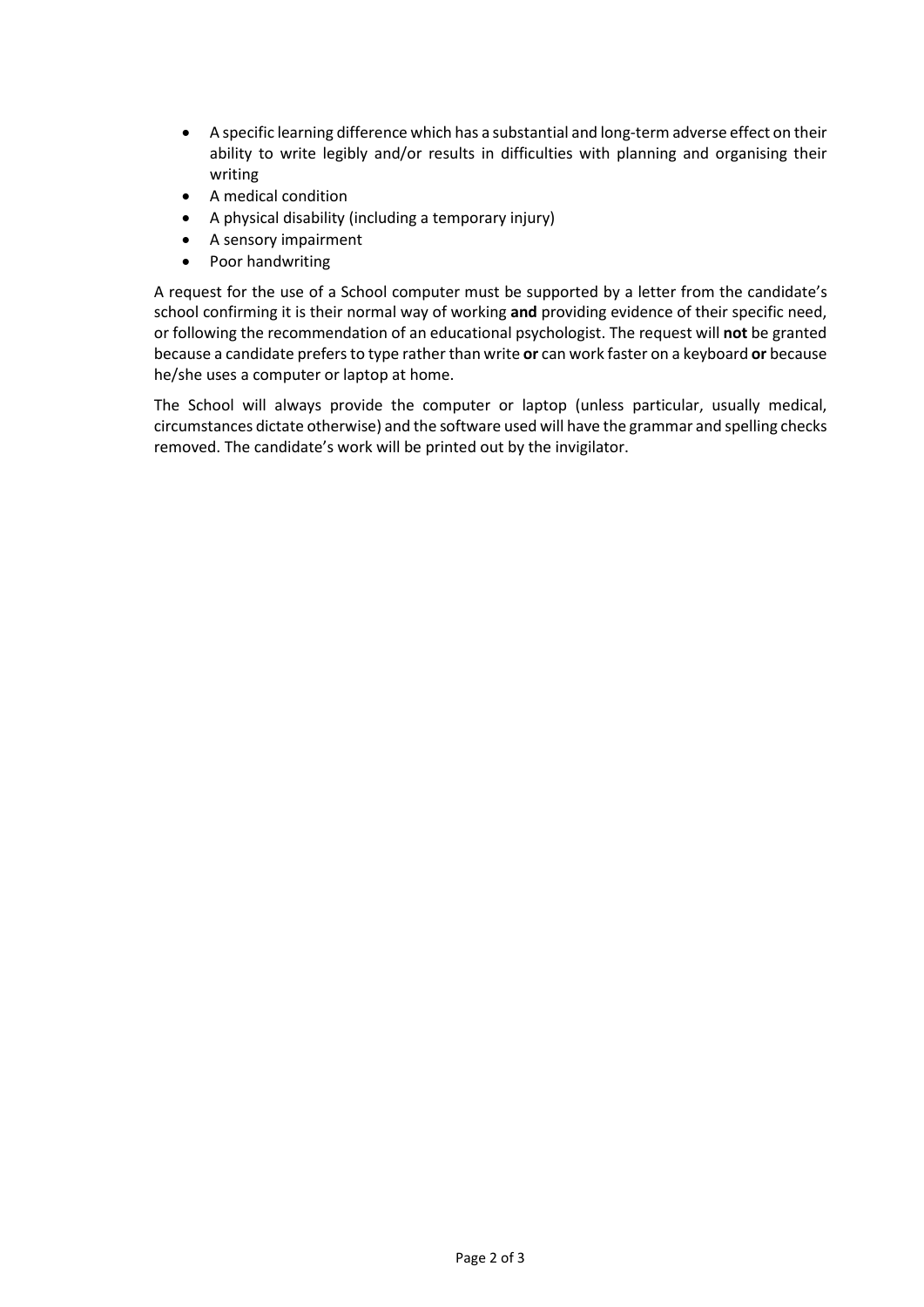- A specific learning difference which has a substantial and long-term adverse effect on their ability to write legibly and/or results in difficulties with planning and organising their writing
- A medical condition
- A physical disability (including a temporary injury)
- A sensory impairment
- Poor handwriting

A request for the use of a School computer must be supported by a letter from the candidate's school confirming it is their normal way of working **and** providing evidence of their specific need, or following the recommendation of an educational psychologist. The request will **not** be granted because a candidate prefers to type rather than write **or** can work faster on a keyboard **or** because he/she uses a computer or laptop at home.

The School will always provide the computer or laptop (unless particular, usually medical, circumstances dictate otherwise) and the software used will have the grammar and spelling checks removed. The candidate's work will be printed out by the invigilator.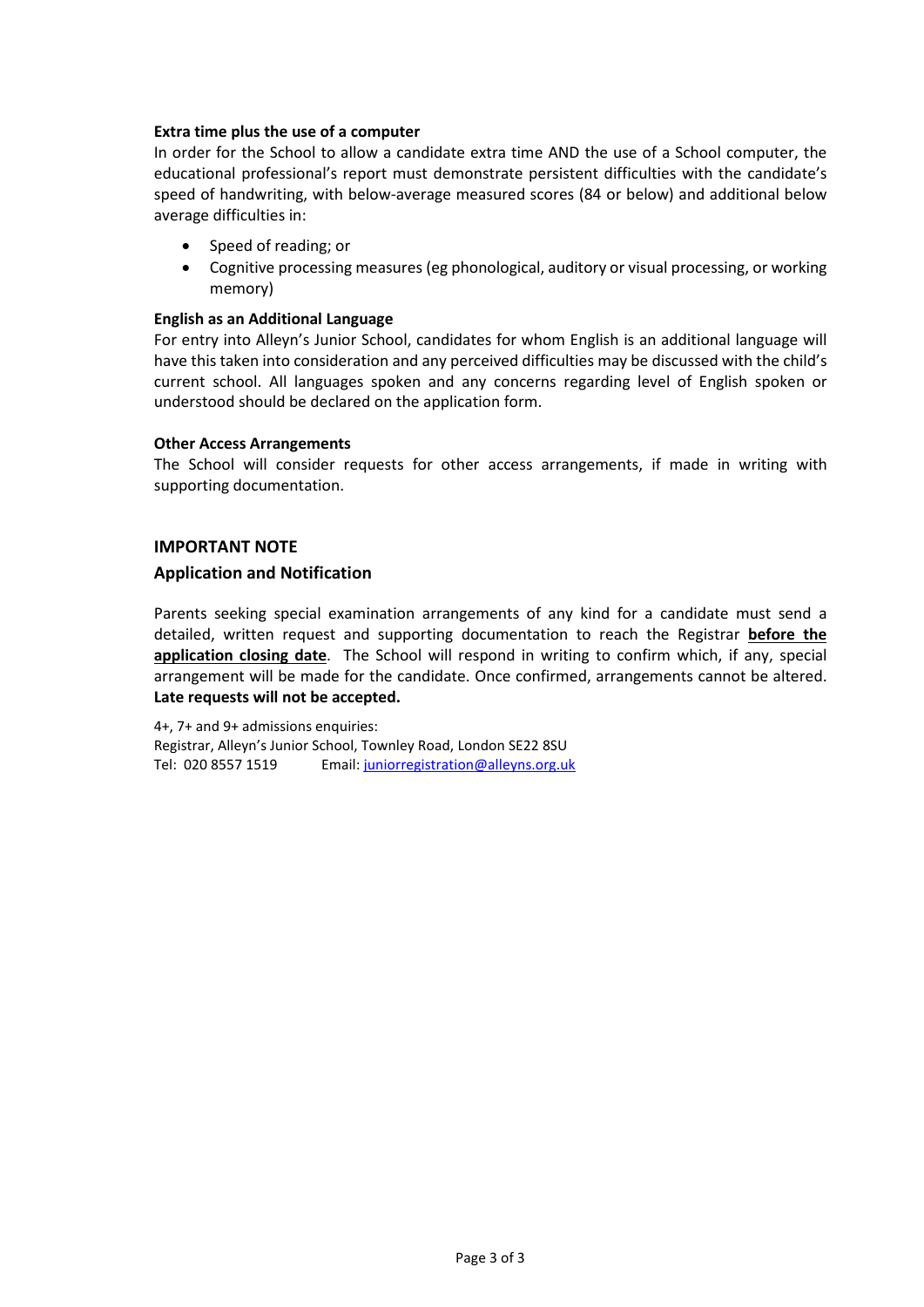**Extra time plus the use of a computer**

In order for the School to allow a candidate extra time AND the use of a School computer, the educational professional's report must demonstrate persistent difficulties with the candidate's speed of handwriting, with below-average measured scores (84 or below) and additional below average difficulties in:

- Speed of reading; or
- Cognitive processing measures (eg phonological, auditory or visual processing, or working memory)

**English as an Additional Language**

For entry into Alleyn's Junior School, candidates for whom English is an additional language will have this taken into consideration and any perceived difficulties may be discussed with the child's current school. All languages spoken and any concerns regarding level of English spoken or understood should be declared on the application form.

**Other Access Arrangements**

The School will consider requests for other access arrangements, if made in writing with supporting documentation.

## IMPORTANT NOTE

### Application and Notification

Parents seeking special examination arrangements of any kind for a candidate must send a detailed, written request and supporting documentation to reach the Registrar **before the application closing date**. The School will respond in writing to confirm which, if any, special arrangement will be made for the candidate. Once confirmed, arrangements cannot be altered. **Late requests will not be accepted.**

4+, 7+ and 9+ admissions enquiries:
Registrar, Alleyn's Junior School, Townley Road, London SE22 8SU
Tel: 020 8557 1519 Email: juniorregistration@alleyns.org.uk